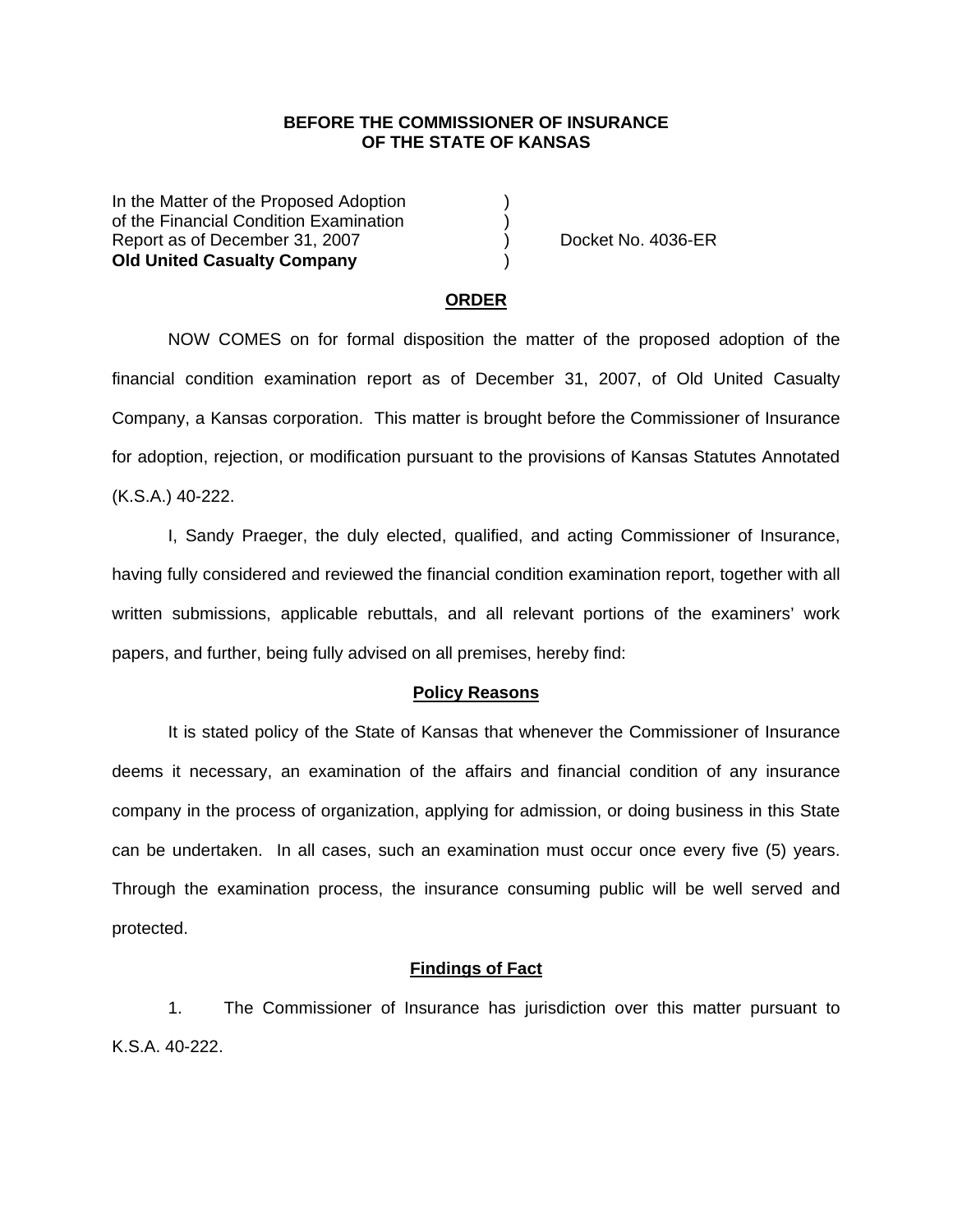**BEFORE THE COMMISSIONER OF INSURANCE**
**OF THE STATE OF KANSAS**

| | | |
|---|---|---|
| In the Matter of the Proposed Adoption | ) | |
| of the Financial Condition Examination | ) | |
| Report as of December 31, 2007 | ) | Docket No. 4036-ER |
| **Old United Casualty Company** | ) | |

## ORDER

NOW COMES on for formal disposition the matter of the proposed adoption of the financial condition examination report as of December 31, 2007, of Old United Casualty Company, a Kansas corporation. This matter is brought before the Commissioner of Insurance for adoption, rejection, or modification pursuant to the provisions of Kansas Statutes Annotated (K.S.A.) 40-222.

I, Sandy Praeger, the duly elected, qualified, and acting Commissioner of Insurance, having fully considered and reviewed the financial condition examination report, together with all written submissions, applicable rebuttals, and all relevant portions of the examiners' work papers, and further, being fully advised on all premises, hereby find:

### Policy Reasons

It is stated policy of the State of Kansas that whenever the Commissioner of Insurance deems it necessary, an examination of the affairs and financial condition of any insurance company in the process of organization, applying for admission, or doing business in this State can be undertaken. In all cases, such an examination must occur once every five (5) years. Through the examination process, the insurance consuming public will be well served and protected.

### Findings of Fact

1. The Commissioner of Insurance has jurisdiction over this matter pursuant to K.S.A. 40-222.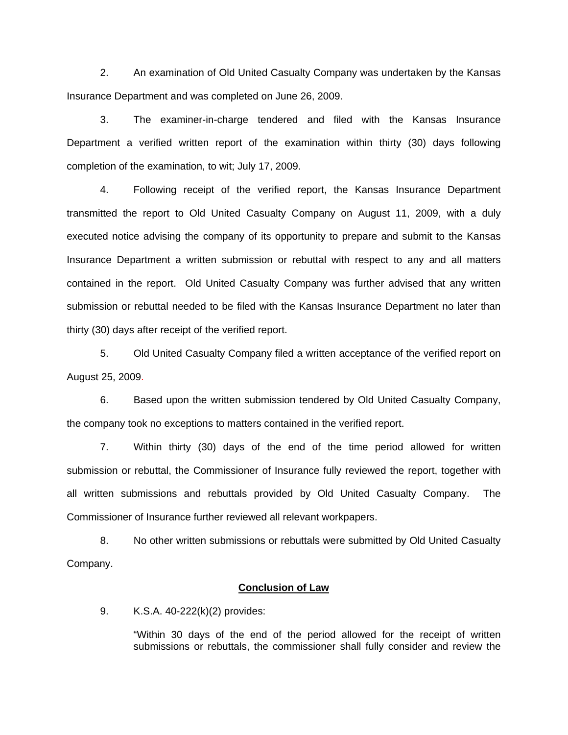2. An examination of Old United Casualty Company was undertaken by the Kansas Insurance Department and was completed on June 26, 2009.

3. The examiner-in-charge tendered and filed with the Kansas Insurance Department a verified written report of the examination within thirty (30) days following completion of the examination, to wit; July 17, 2009.

4. Following receipt of the verified report, the Kansas Insurance Department transmitted the report to Old United Casualty Company on August 11, 2009, with a duly executed notice advising the company of its opportunity to prepare and submit to the Kansas Insurance Department a written submission or rebuttal with respect to any and all matters contained in the report. Old United Casualty Company was further advised that any written submission or rebuttal needed to be filed with the Kansas Insurance Department no later than thirty (30) days after receipt of the verified report.

5. Old United Casualty Company filed a written acceptance of the verified report on August 25, 2009.

6. Based upon the written submission tendered by Old United Casualty Company, the company took no exceptions to matters contained in the verified report.

7. Within thirty (30) days of the end of the time period allowed for written submission or rebuttal, the Commissioner of Insurance fully reviewed the report, together with all written submissions and rebuttals provided by Old United Casualty Company. The Commissioner of Insurance further reviewed all relevant workpapers.

8. No other written submissions or rebuttals were submitted by Old United Casualty Company.

**Conclusion of Law**

9. K.S.A. 40-222(k)(2) provides:

> "Within 30 days of the end of the period allowed for the receipt of written submissions or rebuttals, the commissioner shall fully consider and review the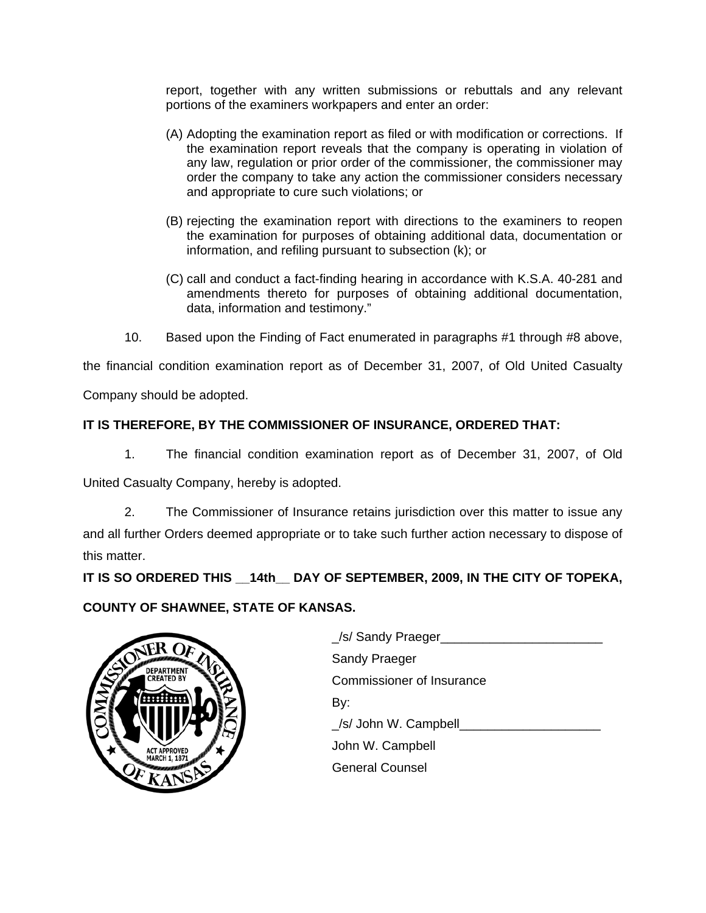report, together with any written submissions or rebuttals and any relevant portions of the examiners workpapers and enter an order:

(A) Adopting the examination report as filed or with modification or corrections. If the examination report reveals that the company is operating in violation of any law, regulation or prior order of the commissioner, the commissioner may order the company to take any action the commissioner considers necessary and appropriate to cure such violations; or

(B) rejecting the examination report with directions to the examiners to reopen the examination for purposes of obtaining additional data, documentation or information, and refiling pursuant to subsection (k); or

(C) call and conduct a fact-finding hearing in accordance with K.S.A. 40-281 and amendments thereto for purposes of obtaining additional documentation, data, information and testimony."

10. Based upon the Finding of Fact enumerated in paragraphs #1 through #8 above, the financial condition examination report as of December 31, 2007, of Old United Casualty Company should be adopted.

**IT IS THEREFORE, BY THE COMMISSIONER OF INSURANCE, ORDERED THAT:**

1. The financial condition examination report as of December 31, 2007, of Old United Casualty Company, hereby is adopted.

2. The Commissioner of Insurance retains jurisdiction over this matter to issue any and all further Orders deemed appropriate or to take such further action necessary to dispose of this matter.

**IT IS SO ORDERED THIS __14th__ DAY OF SEPTEMBER, 2009, IN THE CITY OF TOPEKA, COUNTY OF SHAWNEE, STATE OF KANSAS.**

_/s/ Sandy Praeger_______________________
Sandy Praeger
Commissioner of Insurance
By:
_/s/ John W. Campbell____________________
John W. Campbell
General Counsel